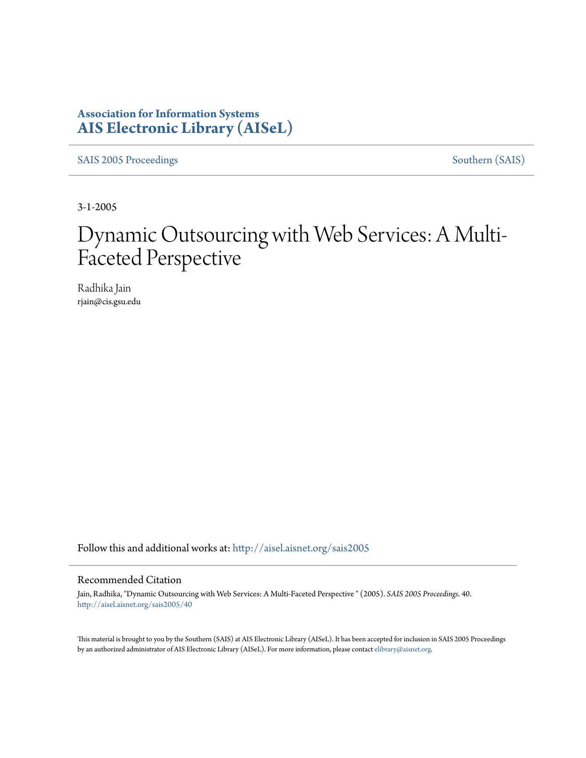**Association for Information Systems**
**AIS Electronic Library (AISeL)**

SAIS 2005 Proceedings | Southern (SAIS)

3-1-2005

# Dynamic Outsourcing with Web Services: A Multi-Faceted Perspective

Radhika Jain
rjain@cis.gsu.edu

Follow this and additional works at: http://aisel.aisnet.org/sais2005

## Recommended Citation

Jain, Radhika, "Dynamic Outsourcing with Web Services: A Multi-Faceted Perspective " (2005). *SAIS 2005 Proceedings*. 40.
http://aisel.aisnet.org/sais2005/40

This material is brought to you by the Southern (SAIS) at AIS Electronic Library (AISeL). It has been accepted for inclusion in SAIS 2005 Proceedings by an authorized administrator of AIS Electronic Library (AISeL). For more information, please contact elibrary@aisnet.org.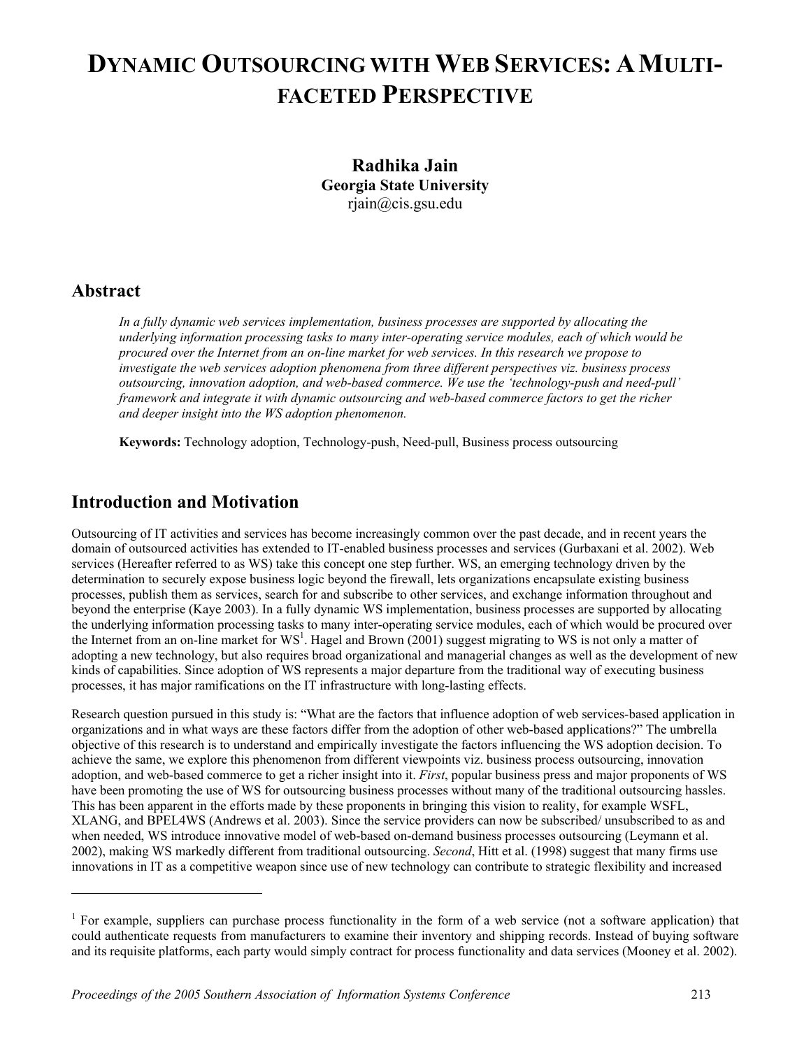# Dynamic Outsourcing with Web Services: A Multi-faceted Perspective

**Radhika Jain**
**Georgia State University**
rjain@cis.gsu.edu

## Abstract

*In a fully dynamic web services implementation, business processes are supported by allocating the underlying information processing tasks to many inter-operating service modules, each of which would be procured over the Internet from an on-line market for web services. In this research we propose to investigate the web services adoption phenomena from three different perspectives viz. business process outsourcing, innovation adoption, and web-based commerce. We use the 'technology-push and need-pull' framework and integrate it with dynamic outsourcing and web-based commerce factors to get the richer and deeper insight into the WS adoption phenomenon.*

**Keywords:** Technology adoption, Technology-push, Need-pull, Business process outsourcing

## Introduction and Motivation

Outsourcing of IT activities and services has become increasingly common over the past decade, and in recent years the domain of outsourced activities has extended to IT-enabled business processes and services (Gurbaxani et al. 2002). Web services (Hereafter referred to as WS) take this concept one step further. WS, an emerging technology driven by the determination to securely expose business logic beyond the firewall, lets organizations encapsulate existing business processes, publish them as services, search for and subscribe to other services, and exchange information throughout and beyond the enterprise (Kaye 2003). In a fully dynamic WS implementation, business processes are supported by allocating the underlying information processing tasks to many inter-operating service modules, each of which would be procured over the Internet from an on-line market for WS[1]. Hagel and Brown (2001) suggest migrating to WS is not only a matter of adopting a new technology, but also requires broad organizational and managerial changes as well as the development of new kinds of capabilities. Since adoption of WS represents a major departure from the traditional way of executing business processes, it has major ramifications on the IT infrastructure with long-lasting effects.

Research question pursued in this study is: "What are the factors that influence adoption of web services-based application in organizations and in what ways are these factors differ from the adoption of other web-based applications?" The umbrella objective of this research is to understand and empirically investigate the factors influencing the WS adoption decision. To achieve the same, we explore this phenomenon from different viewpoints viz. business process outsourcing, innovation adoption, and web-based commerce to get a richer insight into it. *First*, popular business press and major proponents of WS have been promoting the use of WS for outsourcing business processes without many of the traditional outsourcing hassles. This has been apparent in the efforts made by these proponents in bringing this vision to reality, for example WSFL, XLANG, and BPEL4WS (Andrews et al. 2003). Since the service providers can now be subscribed/ unsubscribed to as and when needed, WS introduce innovative model of web-based on-demand business processes outsourcing (Leymann et al. 2002), making WS markedly different from traditional outsourcing. *Second*, Hitt et al. (1998) suggest that many firms use innovations in IT as a competitive weapon since use of new technology can contribute to strategic flexibility and increased

[1] For example, suppliers can purchase process functionality in the form of a web service (not a software application) that could authenticate requests from manufacturers to examine their inventory and shipping records. Instead of buying software and its requisite platforms, each party would simply contract for process functionality and data services (Mooney et al. 2002).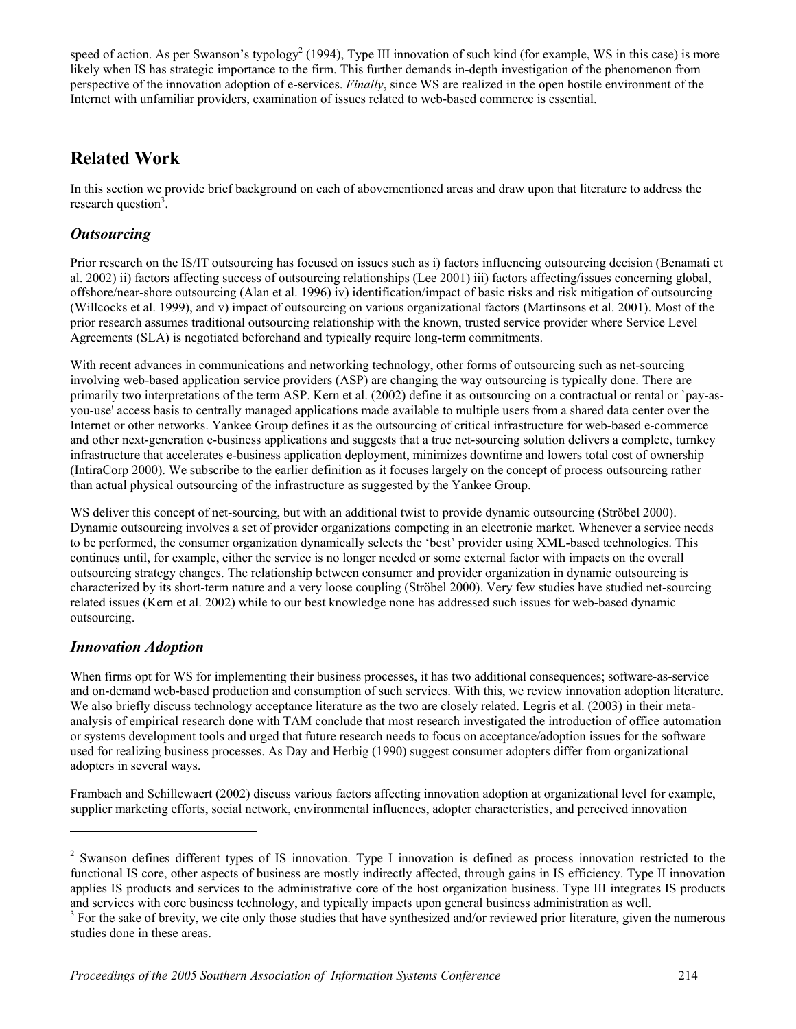speed of action. As per Swanson's typology[2] (1994), Type III innovation of such kind (for example, WS in this case) is more likely when IS has strategic importance to the firm. This further demands in-depth investigation of the phenomenon from perspective of the innovation adoption of e-services. *Finally*, since WS are realized in the open hostile environment of the Internet with unfamiliar providers, examination of issues related to web-based commerce is essential.

## Related Work

In this section we provide brief background on each of abovementioned areas and draw upon that literature to address the research question[3].

### *Outsourcing*

Prior research on the IS/IT outsourcing has focused on issues such as i) factors influencing outsourcing decision (Benamati et al. 2002) ii) factors affecting success of outsourcing relationships (Lee 2001) iii) factors affecting/issues concerning global, offshore/near-shore outsourcing (Alan et al. 1996) iv) identification/impact of basic risks and risk mitigation of outsourcing (Willcocks et al. 1999), and v) impact of outsourcing on various organizational factors (Martinsons et al. 2001). Most of the prior research assumes traditional outsourcing relationship with the known, trusted service provider where Service Level Agreements (SLA) is negotiated beforehand and typically require long-term commitments.

With recent advances in communications and networking technology, other forms of outsourcing such as net-sourcing involving web-based application service providers (ASP) are changing the way outsourcing is typically done. There are primarily two interpretations of the term ASP. Kern et al. (2002) define it as outsourcing on a contractual or rental or `pay-as-you-use' access basis to centrally managed applications made available to multiple users from a shared data center over the Internet or other networks. Yankee Group defines it as the outsourcing of critical infrastructure for web-based e-commerce and other next-generation e-business applications and suggests that a true net-sourcing solution delivers a complete, turnkey infrastructure that accelerates e-business application deployment, minimizes downtime and lowers total cost of ownership (IntiraCorp 2000). We subscribe to the earlier definition as it focuses largely on the concept of process outsourcing rather than actual physical outsourcing of the infrastructure as suggested by the Yankee Group.

WS deliver this concept of net-sourcing, but with an additional twist to provide dynamic outsourcing (Ströbel 2000). Dynamic outsourcing involves a set of provider organizations competing in an electronic market. Whenever a service needs to be performed, the consumer organization dynamically selects the 'best' provider using XML-based technologies. This continues until, for example, either the service is no longer needed or some external factor with impacts on the overall outsourcing strategy changes. The relationship between consumer and provider organization in dynamic outsourcing is characterized by its short-term nature and a very loose coupling (Ströbel 2000). Very few studies have studied net-sourcing related issues (Kern et al. 2002) while to our best knowledge none has addressed such issues for web-based dynamic outsourcing.

### *Innovation Adoption*

When firms opt for WS for implementing their business processes, it has two additional consequences; software-as-service and on-demand web-based production and consumption of such services. With this, we review innovation adoption literature. We also briefly discuss technology acceptance literature as the two are closely related. Legris et al. (2003) in their meta-analysis of empirical research done with TAM conclude that most research investigated the introduction of office automation or systems development tools and urged that future research needs to focus on acceptance/adoption issues for the software used for realizing business processes. As Day and Herbig (1990) suggest consumer adopters differ from organizational adopters in several ways.

Frambach and Schillewaert (2002) discuss various factors affecting innovation adoption at organizational level for example, supplier marketing efforts, social network, environmental influences, adopter characteristics, and perceived innovation

---

[2] Swanson defines different types of IS innovation. Type I innovation is defined as process innovation restricted to the functional IS core, other aspects of business are mostly indirectly affected, through gains in IS efficiency. Type II innovation applies IS products and services to the administrative core of the host organization business. Type III integrates IS products and services with core business technology, and typically impacts upon general business administration as well.

[3] For the sake of brevity, we cite only those studies that have synthesized and/or reviewed prior literature, given the numerous studies done in these areas.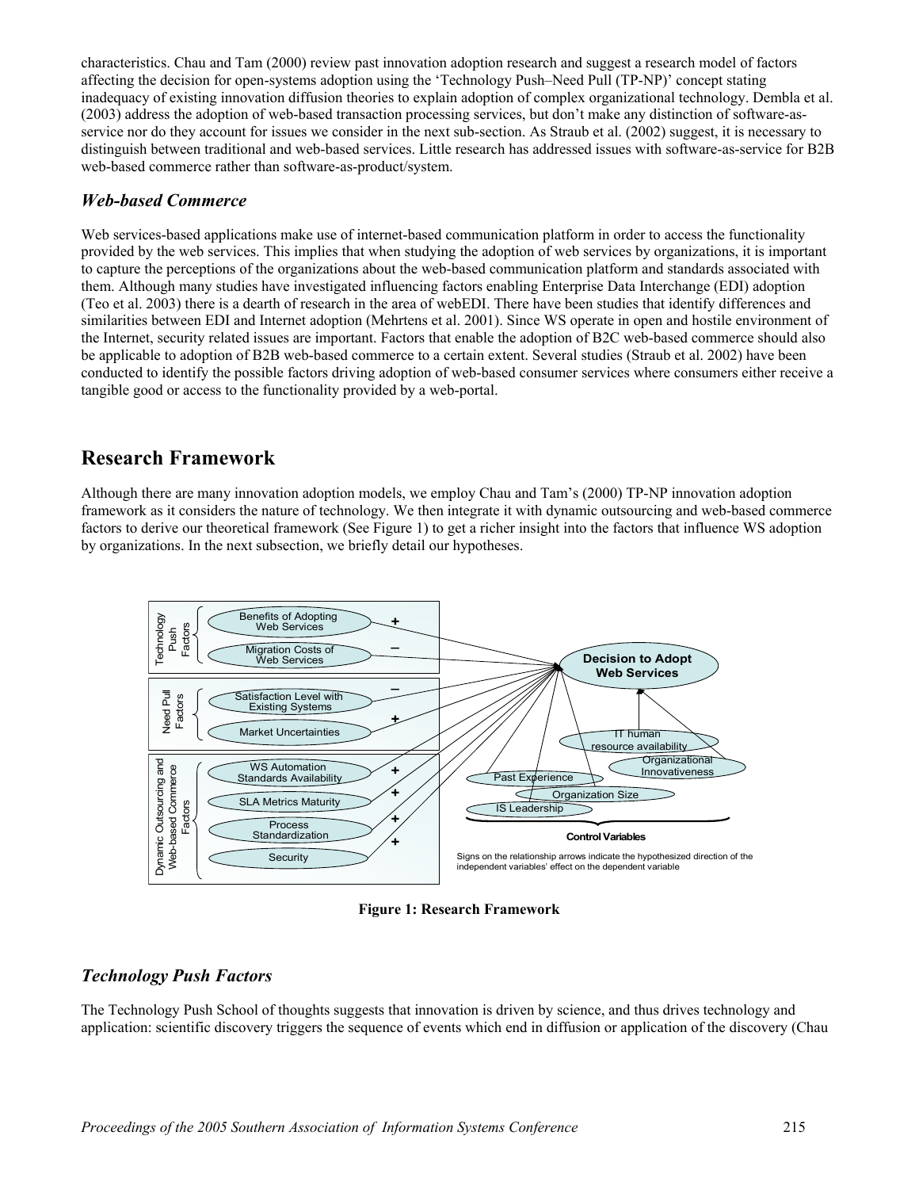characteristics. Chau and Tam (2000) review past innovation adoption research and suggest a research model of factors affecting the decision for open-systems adoption using the 'Technology Push–Need Pull (TP-NP)' concept stating inadequacy of existing innovation diffusion theories to explain adoption of complex organizational technology. Dembla et al. (2003) address the adoption of web-based transaction processing services, but don't make any distinction of software-as-service nor do they account for issues we consider in the next sub-section. As Straub et al. (2002) suggest, it is necessary to distinguish between traditional and web-based services. Little research has addressed issues with software-as-service for B2B web-based commerce rather than software-as-product/system.

### *Web-based Commerce*

Web services-based applications make use of internet-based communication platform in order to access the functionality provided by the web services. This implies that when studying the adoption of web services by organizations, it is important to capture the perceptions of the organizations about the web-based communication platform and standards associated with them. Although many studies have investigated influencing factors enabling Enterprise Data Interchange (EDI) adoption (Teo et al. 2003) there is a dearth of research in the area of webEDI. There have been studies that identify differences and similarities between EDI and Internet adoption (Mehrtens et al. 2001). Since WS operate in open and hostile environment of the Internet, security related issues are important. Factors that enable the adoption of B2C web-based commerce should also be applicable to adoption of B2B web-based commerce to a certain extent. Several studies (Straub et al. 2002) have been conducted to identify the possible factors driving adoption of web-based consumer services where consumers either receive a tangible good or access to the functionality provided by a web-portal.

## Research Framework

Although there are many innovation adoption models, we employ Chau and Tam's (2000) TP-NP innovation adoption framework as it considers the nature of technology. We then integrate it with dynamic outsourcing and web-based commerce factors to derive our theoretical framework (See Figure 1) to get a richer insight into the factors that influence WS adoption by organizations. In the next subsection, we briefly detail our hypotheses.

**Figure 1: Research Framework**

### *Technology Push Factors*

The Technology Push School of thoughts suggests that innovation is driven by science, and thus drives technology and application: scientific discovery triggers the sequence of events which end in diffusion or application of the discovery (Chau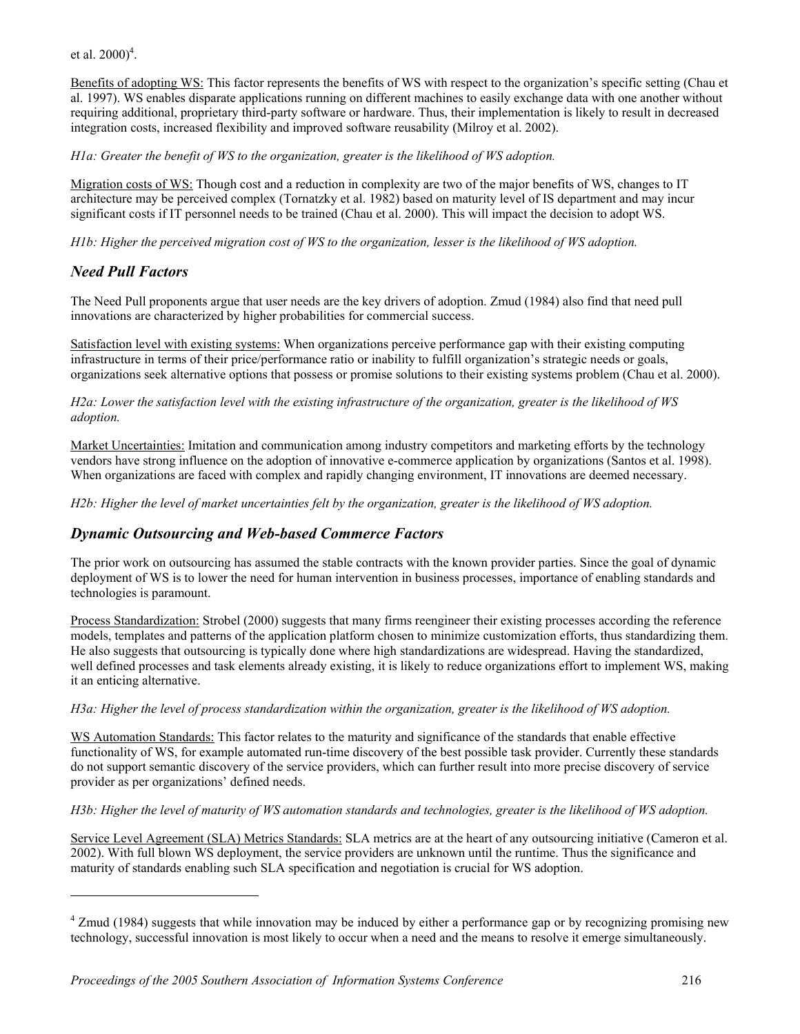et al. 2000)[4].

Benefits of adopting WS: This factor represents the benefits of WS with respect to the organization's specific setting (Chau et al. 1997). WS enables disparate applications running on different machines to easily exchange data with one another without requiring additional, proprietary third-party software or hardware. Thus, their implementation is likely to result in decreased integration costs, increased flexibility and improved software reusability (Milroy et al. 2002).

*H1a: Greater the benefit of WS to the organization, greater is the likelihood of WS adoption.*

Migration costs of WS: Though cost and a reduction in complexity are two of the major benefits of WS, changes to IT architecture may be perceived complex (Tornatzky et al. 1982) based on maturity level of IS department and may incur significant costs if IT personnel needs to be trained (Chau et al. 2000). This will impact the decision to adopt WS.

*H1b: Higher the perceived migration cost of WS to the organization, lesser is the likelihood of WS adoption.*

## *Need Pull Factors*

The Need Pull proponents argue that user needs are the key drivers of adoption. Zmud (1984) also find that need pull innovations are characterized by higher probabilities for commercial success.

Satisfaction level with existing systems: When organizations perceive performance gap with their existing computing infrastructure in terms of their price/performance ratio or inability to fulfill organization's strategic needs or goals, organizations seek alternative options that possess or promise solutions to their existing systems problem (Chau et al. 2000).

*H2a: Lower the satisfaction level with the existing infrastructure of the organization, greater is the likelihood of WS adoption.*

Market Uncertainties: Imitation and communication among industry competitors and marketing efforts by the technology vendors have strong influence on the adoption of innovative e-commerce application by organizations (Santos et al. 1998). When organizations are faced with complex and rapidly changing environment, IT innovations are deemed necessary.

*H2b: Higher the level of market uncertainties felt by the organization, greater is the likelihood of WS adoption.*

## *Dynamic Outsourcing and Web-based Commerce Factors*

The prior work on outsourcing has assumed the stable contracts with the known provider parties. Since the goal of dynamic deployment of WS is to lower the need for human intervention in business processes, importance of enabling standards and technologies is paramount.

Process Standardization: Strobel (2000) suggests that many firms reengineer their existing processes according the reference models, templates and patterns of the application platform chosen to minimize customization efforts, thus standardizing them. He also suggests that outsourcing is typically done where high standardizations are widespread. Having the standardized, well defined processes and task elements already existing, it is likely to reduce organizations effort to implement WS, making it an enticing alternative.

*H3a: Higher the level of process standardization within the organization, greater is the likelihood of WS adoption.*

WS Automation Standards: This factor relates to the maturity and significance of the standards that enable effective functionality of WS, for example automated run-time discovery of the best possible task provider. Currently these standards do not support semantic discovery of the service providers, which can further result into more precise discovery of service provider as per organizations' defined needs.

*H3b: Higher the level of maturity of WS automation standards and technologies, greater is the likelihood of WS adoption.*

Service Level Agreement (SLA) Metrics Standards: SLA metrics are at the heart of any outsourcing initiative (Cameron et al. 2002). With full blown WS deployment, the service providers are unknown until the runtime. Thus the significance and maturity of standards enabling such SLA specification and negotiation is crucial for WS adoption.

---

[4] Zmud (1984) suggests that while innovation may be induced by either a performance gap or by recognizing promising new technology, successful innovation is most likely to occur when a need and the means to resolve it emerge simultaneously.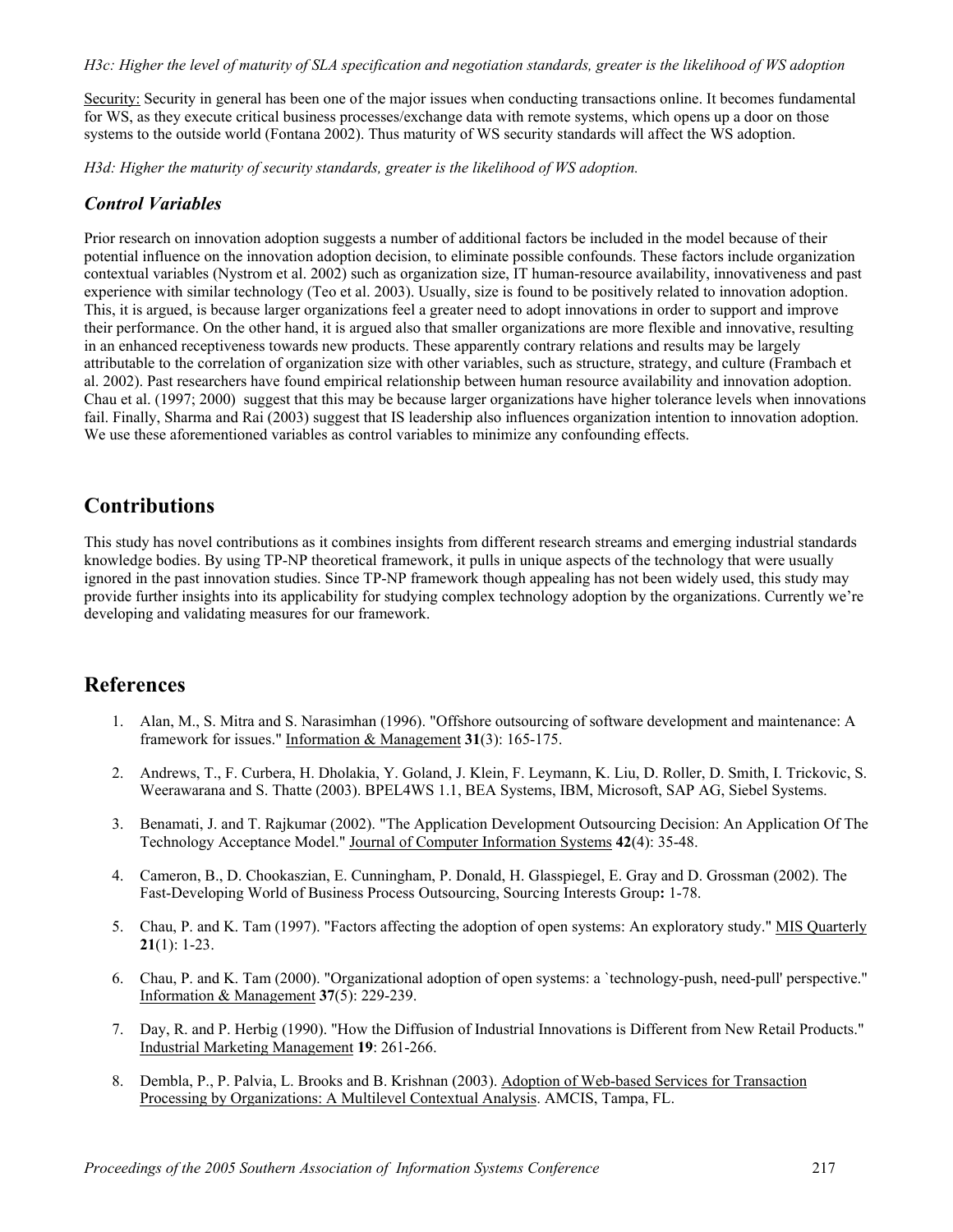*H3c: Higher the level of maturity of SLA specification and negotiation standards, greater is the likelihood of WS adoption*

Security: Security in general has been one of the major issues when conducting transactions online. It becomes fundamental for WS, as they execute critical business processes/exchange data with remote systems, which opens up a door on those systems to the outside world (Fontana 2002). Thus maturity of WS security standards will affect the WS adoption.

*H3d: Higher the maturity of security standards, greater is the likelihood of WS adoption.*

### *Control Variables*

Prior research on innovation adoption suggests a number of additional factors be included in the model because of their potential influence on the innovation adoption decision, to eliminate possible confounds. These factors include organization contextual variables (Nystrom et al. 2002) such as organization size, IT human-resource availability, innovativeness and past experience with similar technology (Teo et al. 2003). Usually, size is found to be positively related to innovation adoption. This, it is argued, is because larger organizations feel a greater need to adopt innovations in order to support and improve their performance. On the other hand, it is argued also that smaller organizations are more flexible and innovative, resulting in an enhanced receptiveness towards new products. These apparently contrary relations and results may be largely attributable to the correlation of organization size with other variables, such as structure, strategy, and culture (Frambach et al. 2002). Past researchers have found empirical relationship between human resource availability and innovation adoption. Chau et al. (1997; 2000) suggest that this may be because larger organizations have higher tolerance levels when innovations fail. Finally, Sharma and Rai (2003) suggest that IS leadership also influences organization intention to innovation adoption. We use these aforementioned variables as control variables to minimize any confounding effects.

## Contributions

This study has novel contributions as it combines insights from different research streams and emerging industrial standards knowledge bodies. By using TP-NP theoretical framework, it pulls in unique aspects of the technology that were usually ignored in the past innovation studies. Since TP-NP framework though appealing has not been widely used, this study may provide further insights into its applicability for studying complex technology adoption by the organizations. Currently we're developing and validating measures for our framework.

## References

1. Alan, M., S. Mitra and S. Narasimhan (1996). "Offshore outsourcing of software development and maintenance: A framework for issues." Information & Management **31**(3): 165-175.
2. Andrews, T., F. Curbera, H. Dholakia, Y. Goland, J. Klein, F. Leymann, K. Liu, D. Roller, D. Smith, I. Trickovic, S. Weerawarana and S. Thatte (2003). BPEL4WS 1.1, BEA Systems, IBM, Microsoft, SAP AG, Siebel Systems.
3. Benamati, J. and T. Rajkumar (2002). "The Application Development Outsourcing Decision: An Application Of The Technology Acceptance Model." Journal of Computer Information Systems **42**(4): 35-48.
4. Cameron, B., D. Chookaszian, E. Cunningham, P. Donald, H. Glasspiegel, E. Gray and D. Grossman (2002). The Fast-Developing World of Business Process Outsourcing, Sourcing Interests Group**:** 1-78.
5. Chau, P. and K. Tam (1997). "Factors affecting the adoption of open systems: An exploratory study." MIS Quarterly **21**(1): 1-23.
6. Chau, P. and K. Tam (2000). "Organizational adoption of open systems: a `technology-push, need-pull' perspective." Information & Management **37**(5): 229-239.
7. Day, R. and P. Herbig (1990). "How the Diffusion of Industrial Innovations is Different from New Retail Products." Industrial Marketing Management **19**: 261-266.
8. Dembla, P., P. Palvia, L. Brooks and B. Krishnan (2003). Adoption of Web-based Services for Transaction Processing by Organizations: A Multilevel Contextual Analysis. AMCIS, Tampa, FL.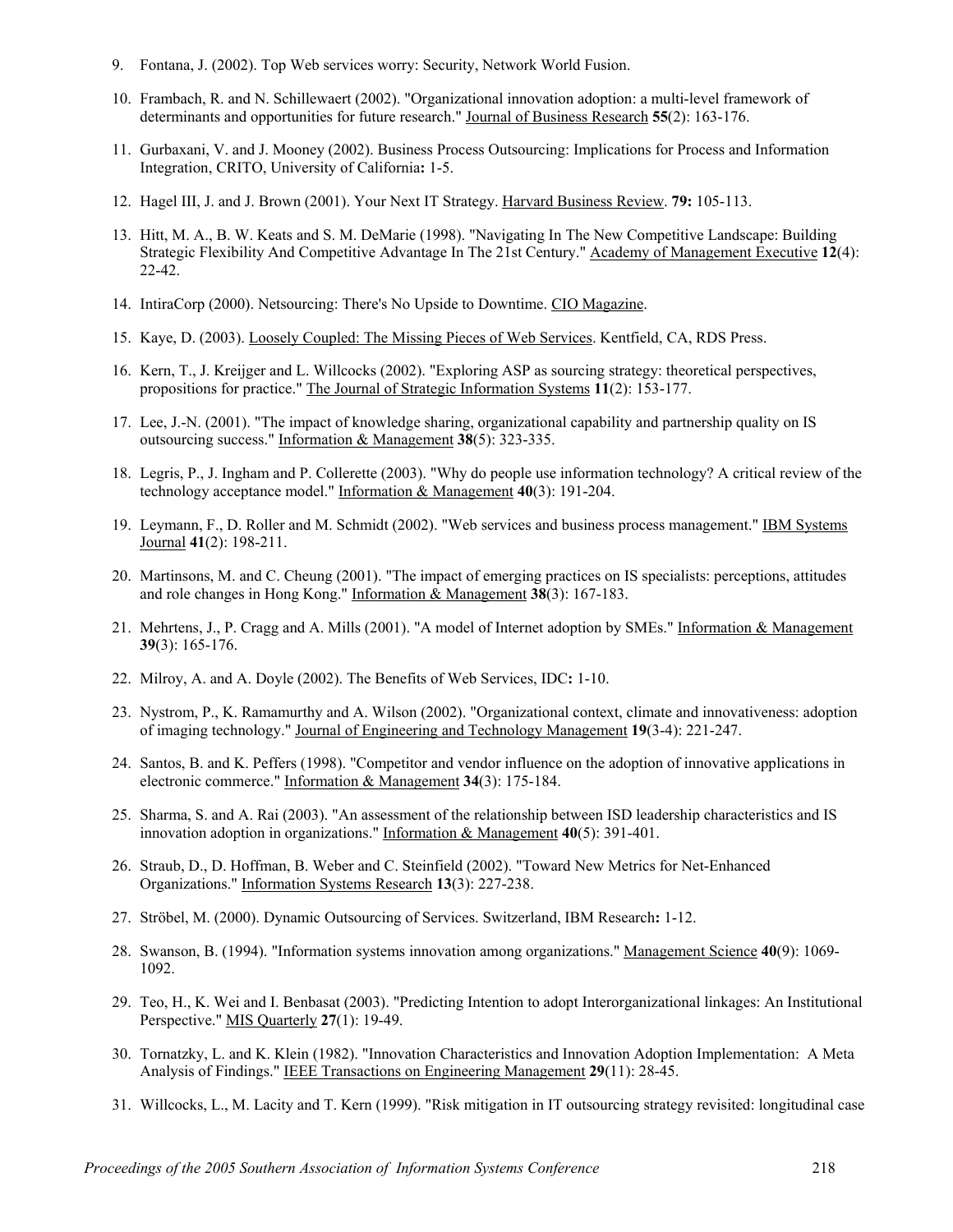9. Fontana, J. (2002). Top Web services worry: Security, Network World Fusion.

10. Frambach, R. and N. Schillewaert (2002). "Organizational innovation adoption: a multi-level framework of determinants and opportunities for future research." Journal of Business Research **55**(2): 163-176.

11. Gurbaxani, V. and J. Mooney (2002). Business Process Outsourcing: Implications for Process and Information Integration, CRITO, University of California**:** 1-5.

12. Hagel III, J. and J. Brown (2001). Your Next IT Strategy. Harvard Business Review. **79:** 105-113.

13. Hitt, M. A., B. W. Keats and S. M. DeMarie (1998). "Navigating In The New Competitive Landscape: Building Strategic Flexibility And Competitive Advantage In The 21st Century." Academy of Management Executive **12**(4): 22-42.

14. IntiraCorp (2000). Netsourcing: There's No Upside to Downtime. CIO Magazine.

15. Kaye, D. (2003). Loosely Coupled: The Missing Pieces of Web Services. Kentfield, CA, RDS Press.

16. Kern, T., J. Kreijger and L. Willcocks (2002). "Exploring ASP as sourcing strategy: theoretical perspectives, propositions for practice." The Journal of Strategic Information Systems **11**(2): 153-177.

17. Lee, J.-N. (2001). "The impact of knowledge sharing, organizational capability and partnership quality on IS outsourcing success." Information & Management **38**(5): 323-335.

18. Legris, P., J. Ingham and P. Collerette (2003). "Why do people use information technology? A critical review of the technology acceptance model." Information & Management **40**(3): 191-204.

19. Leymann, F., D. Roller and M. Schmidt (2002). "Web services and business process management." IBM Systems Journal **41**(2): 198-211.

20. Martinsons, M. and C. Cheung (2001). "The impact of emerging practices on IS specialists: perceptions, attitudes and role changes in Hong Kong." Information & Management **38**(3): 167-183.

21. Mehrtens, J., P. Cragg and A. Mills (2001). "A model of Internet adoption by SMEs." Information & Management **39**(3): 165-176.

22. Milroy, A. and A. Doyle (2002). The Benefits of Web Services, IDC**:** 1-10.

23. Nystrom, P., K. Ramamurthy and A. Wilson (2002). "Organizational context, climate and innovativeness: adoption of imaging technology." Journal of Engineering and Technology Management **19**(3-4): 221-247.

24. Santos, B. and K. Peffers (1998). "Competitor and vendor influence on the adoption of innovative applications in electronic commerce." Information & Management **34**(3): 175-184.

25. Sharma, S. and A. Rai (2003). "An assessment of the relationship between ISD leadership characteristics and IS innovation adoption in organizations." Information & Management **40**(5): 391-401.

26. Straub, D., D. Hoffman, B. Weber and C. Steinfield (2002). "Toward New Metrics for Net-Enhanced Organizations." Information Systems Research **13**(3): 227-238.

27. Ströbel, M. (2000). Dynamic Outsourcing of Services. Switzerland, IBM Research**:** 1-12.

28. Swanson, B. (1994). "Information systems innovation among organizations." Management Science **40**(9): 1069-1092.

29. Teo, H., K. Wei and I. Benbasat (2003). "Predicting Intention to adopt Interorganizational linkages: An Institutional Perspective." MIS Quarterly **27**(1): 19-49.

30. Tornatzky, L. and K. Klein (1982). "Innovation Characteristics and Innovation Adoption Implementation: A Meta Analysis of Findings." IEEE Transactions on Engineering Management **29**(11): 28-45.

31. Willcocks, L., M. Lacity and T. Kern (1999). "Risk mitigation in IT outsourcing strategy revisited: longitudinal case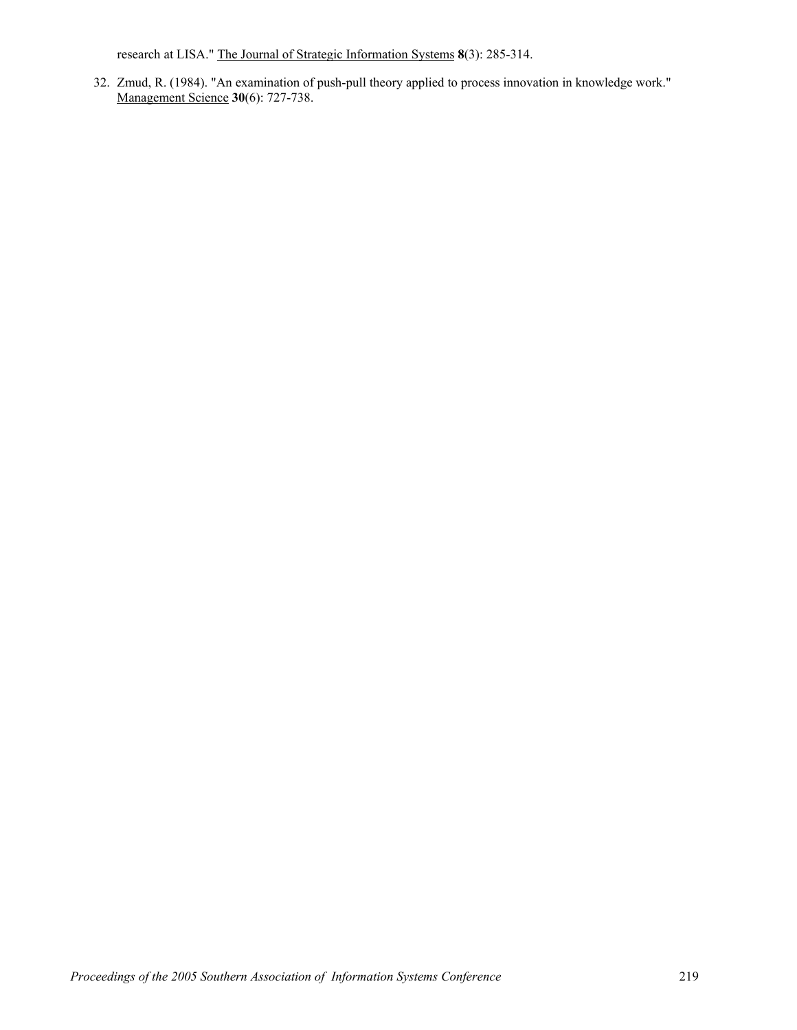research at LISA." The Journal of Strategic Information Systems **8**(3): 285-314.

32. Zmud, R. (1984). "An examination of push-pull theory applied to process innovation in knowledge work." Management Science **30**(6): 727-738.